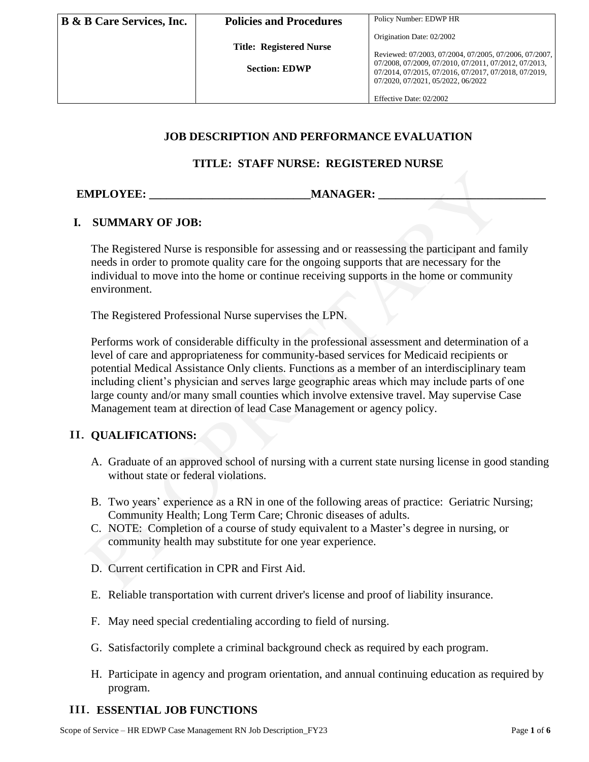| B & B Care Services, Inc. | Policies and Procedures<br><br>Title: Registered Nurse<br><br>Section: EDWP | Policy Number: EDWP HR<br><br>Origination Date: 02/2002<br><br>Reviewed: 07/2003, 07/2004, 07/2005, 07/2006, 07/2007, 07/2008, 07/2009, 07/2010, 07/2011, 07/2012, 07/2013, 07/2014, 07/2015, 07/2016, 07/2017, 07/2018, 07/2019, 07/2020, 07/2021, 05/2022, 06/2022<br><br>Effective Date: 02/2002 |
|---|---|---|

# JOB DESCRIPTION AND PERFORMANCE EVALUATION

## TITLE: STAFF NURSE: REGISTERED NURSE

**EMPLOYEE: ___________________________MANAGER: _____________________________**

## I. SUMMARY OF JOB:

The Registered Nurse is responsible for assessing and or reassessing the participant and family needs in order to promote quality care for the ongoing supports that are necessary for the individual to move into the home or continue receiving supports in the home or community environment.

The Registered Professional Nurse supervises the LPN.

Performs work of considerable difficulty in the professional assessment and determination of a level of care and appropriateness for community-based services for Medicaid recipients or potential Medical Assistance Only clients. Functions as a member of an interdisciplinary team including client's physician and serves large geographic areas which may include parts of one large county and/or many small counties which involve extensive travel. May supervise Case Management team at direction of lead Case Management or agency policy.

## II. QUALIFICATIONS:

A. Graduate of an approved school of nursing with a current state nursing license in good standing without state or federal violations.

B. Two years' experience as a RN in one of the following areas of practice: Geriatric Nursing; Community Health; Long Term Care; Chronic diseases of adults.

C. NOTE: Completion of a course of study equivalent to a Master's degree in nursing, or community health may substitute for one year experience.

D. Current certification in CPR and First Aid.

E. Reliable transportation with current driver's license and proof of liability insurance.

F. May need special credentialing according to field of nursing.

G. Satisfactorily complete a criminal background check as required by each program.

H. Participate in agency and program orientation, and annual continuing education as required by program.

## III. ESSENTIAL JOB FUNCTIONS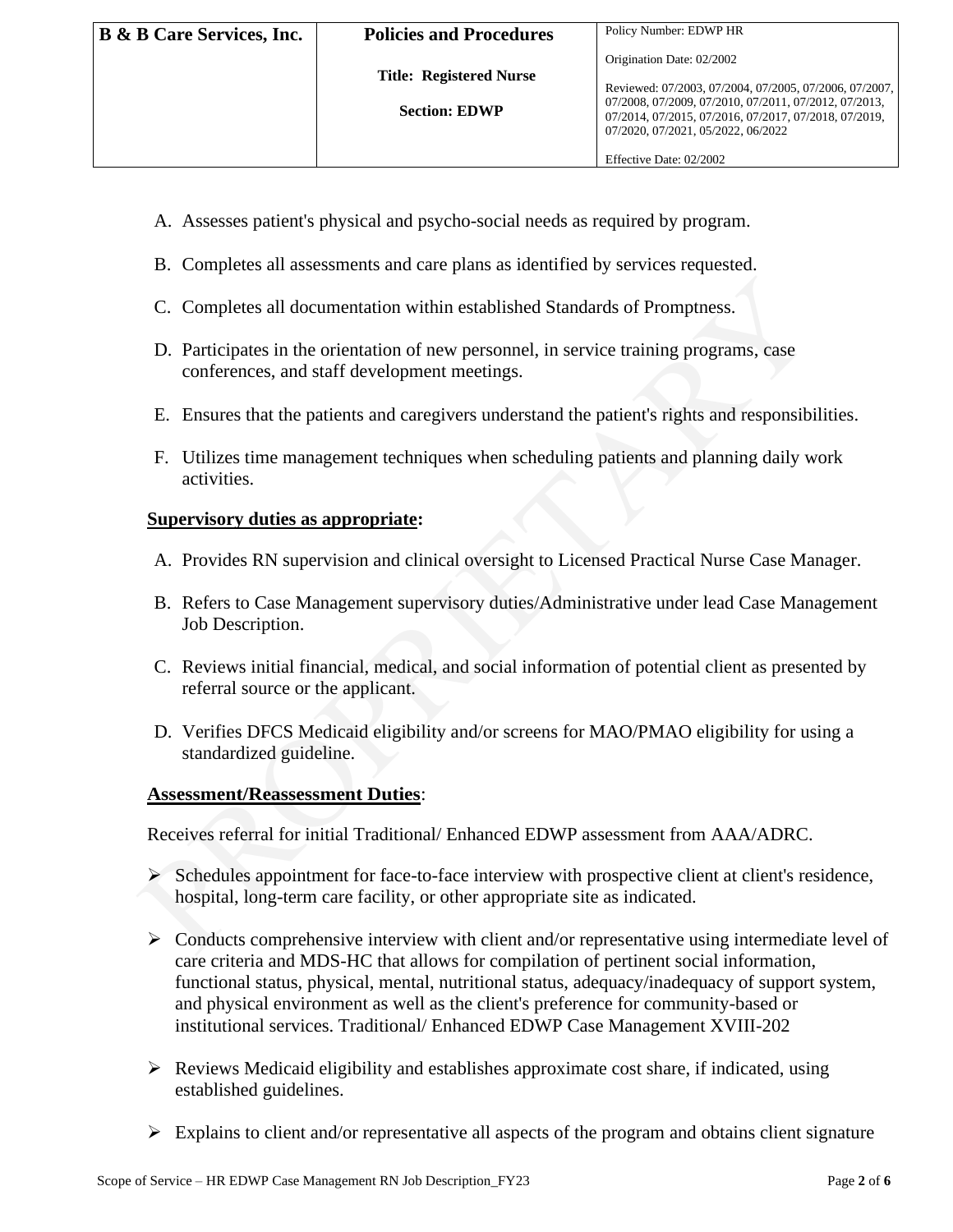A. Assesses patient's physical and psycho-social needs as required by program.

B. Completes all assessments and care plans as identified by services requested.

C. Completes all documentation within established Standards of Promptness.

D. Participates in the orientation of new personnel, in service training programs, case conferences, and staff development meetings.

E. Ensures that the patients and caregivers understand the patient's rights and responsibilities.

F. Utilizes time management techniques when scheduling patients and planning daily work activities.

**Supervisory duties as appropriate:**

A. Provides RN supervision and clinical oversight to Licensed Practical Nurse Case Manager.

B. Refers to Case Management supervisory duties/Administrative under lead Case Management Job Description.

C. Reviews initial financial, medical, and social information of potential client as presented by referral source or the applicant.

D. Verifies DFCS Medicaid eligibility and/or screens for MAO/PMAO eligibility for using a standardized guideline.

**Assessment/Reassessment Duties**:

Receives referral for initial Traditional/ Enhanced EDWP assessment from AAA/ADRC.

- Schedules appointment for face-to-face interview with prospective client at client's residence, hospital, long-term care facility, or other appropriate site as indicated.
- Conducts comprehensive interview with client and/or representative using intermediate level of care criteria and MDS-HC that allows for compilation of pertinent social information, functional status, physical, mental, nutritional status, adequacy/inadequacy of support system, and physical environment as well as the client's preference for community-based or institutional services. Traditional/ Enhanced EDWP Case Management XVIII-202
- Reviews Medicaid eligibility and establishes approximate cost share, if indicated, using established guidelines.
- Explains to client and/or representative all aspects of the program and obtains client signature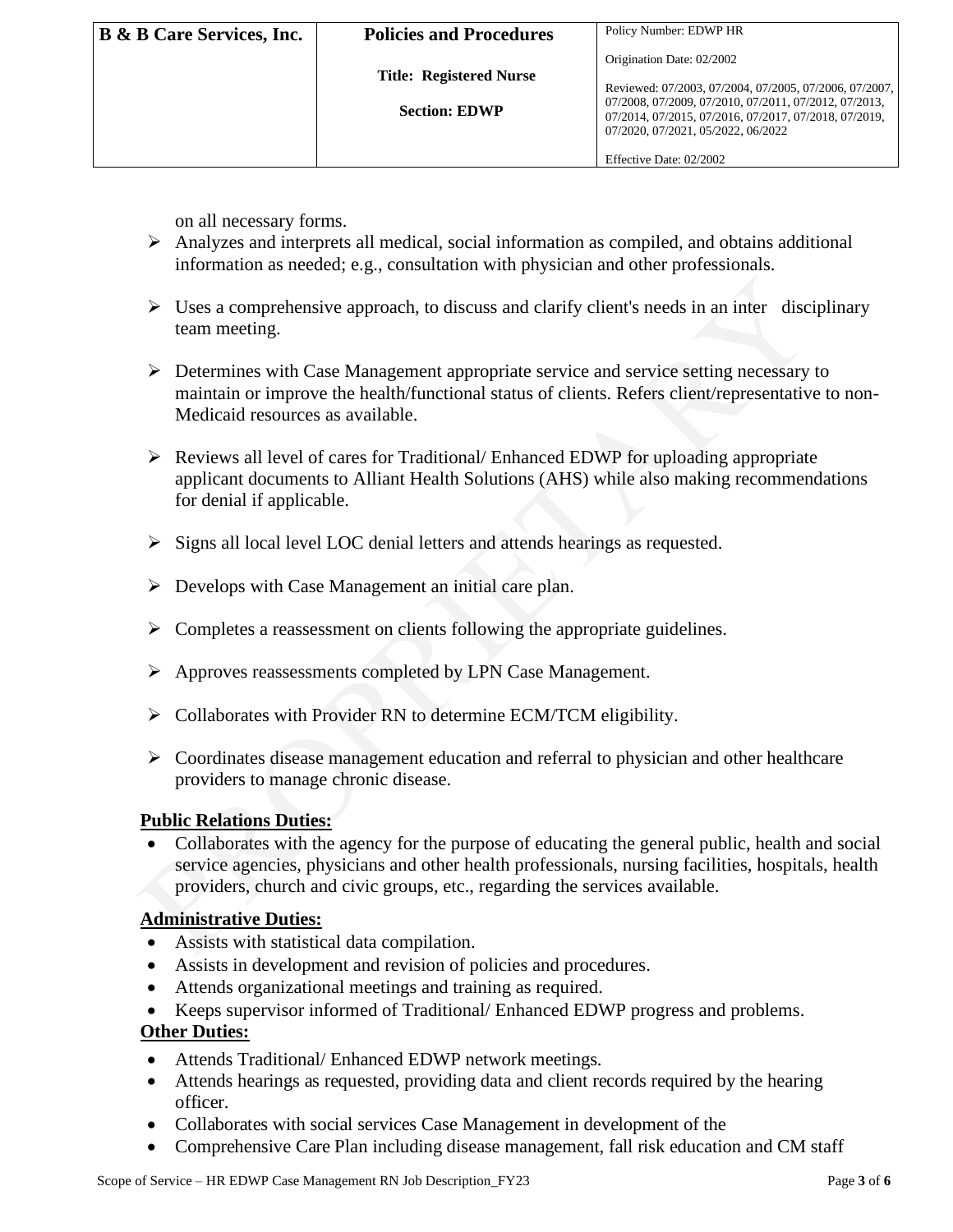on all necessary forms.

- Analyzes and interprets all medical, social information as compiled, and obtains additional information as needed; e.g., consultation with physician and other professionals.
- Uses a comprehensive approach, to discuss and clarify client's needs in an inter disciplinary team meeting.
- Determines with Case Management appropriate service and service setting necessary to maintain or improve the health/functional status of clients. Refers client/representative to non-Medicaid resources as available.
- Reviews all level of cares for Traditional/ Enhanced EDWP for uploading appropriate applicant documents to Alliant Health Solutions (AHS) while also making recommendations for denial if applicable.
- Signs all local level LOC denial letters and attends hearings as requested.
- Develops with Case Management an initial care plan.
- Completes a reassessment on clients following the appropriate guidelines.
- Approves reassessments completed by LPN Case Management.
- Collaborates with Provider RN to determine ECM/TCM eligibility.
- Coordinates disease management education and referral to physician and other healthcare providers to manage chronic disease.

**Public Relations Duties:**

- Collaborates with the agency for the purpose of educating the general public, health and social service agencies, physicians and other health professionals, nursing facilities, hospitals, health providers, church and civic groups, etc., regarding the services available.

**Administrative Duties:**

- Assists with statistical data compilation.
- Assists in development and revision of policies and procedures.
- Attends organizational meetings and training as required.
- Keeps supervisor informed of Traditional/ Enhanced EDWP progress and problems.

**Other Duties:**

- Attends Traditional/ Enhanced EDWP network meetings.
- Attends hearings as requested, providing data and client records required by the hearing officer.
- Collaborates with social services Case Management in development of the
- Comprehensive Care Plan including disease management, fall risk education and CM staff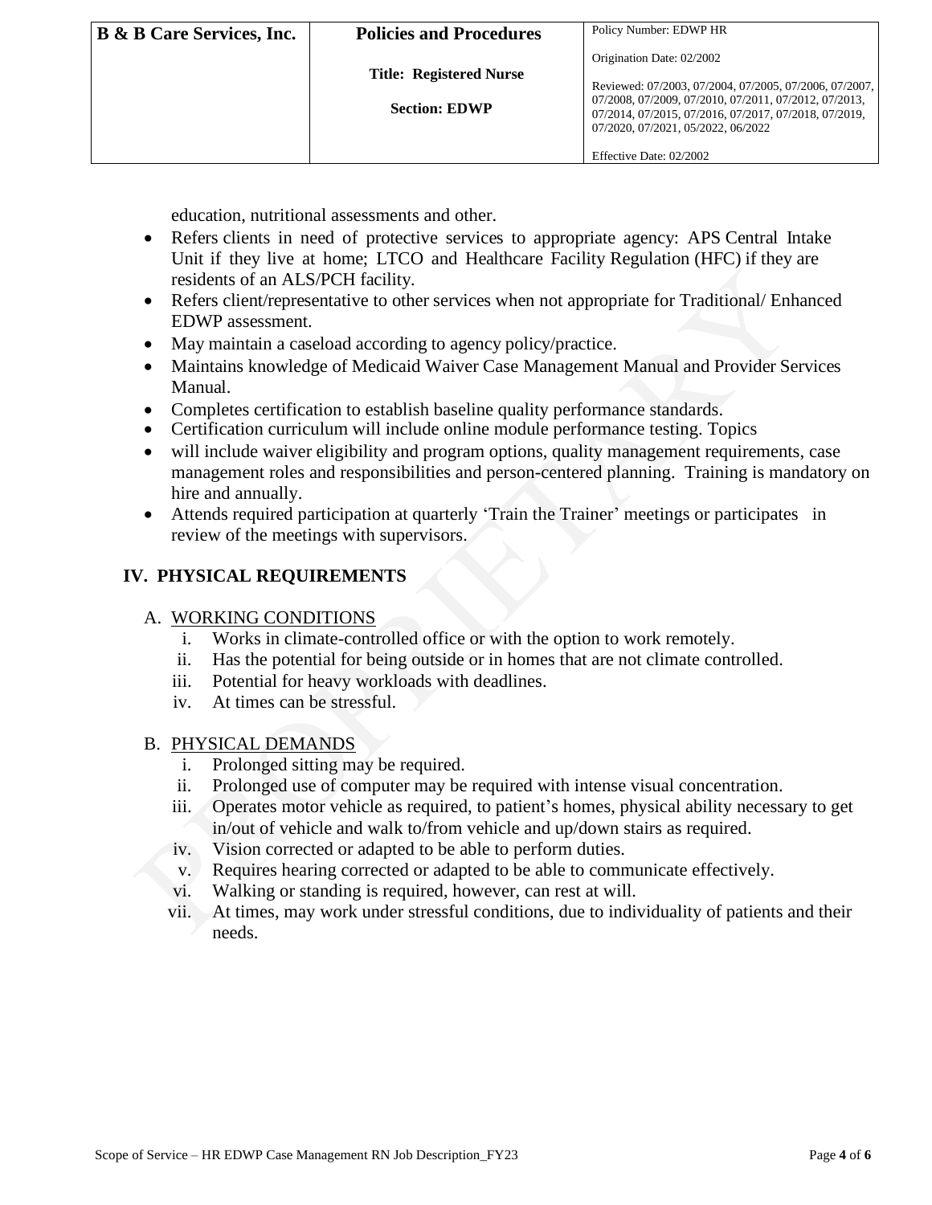education, nutritional assessments and other.

- Refers clients in need of protective services to appropriate agency: APS Central Intake Unit if they live at home; LTCO and Healthcare Facility Regulation (HFC) if they are residents of an ALS/PCH facility.
- Refers client/representative to other services when not appropriate for Traditional/ Enhanced EDWP assessment.
- May maintain a caseload according to agency policy/practice.
- Maintains knowledge of Medicaid Waiver Case Management Manual and Provider Services Manual.
- Completes certification to establish baseline quality performance standards.
- Certification curriculum will include online module performance testing. Topics
- will include waiver eligibility and program options, quality management requirements, case management roles and responsibilities and person-centered planning. Training is mandatory on hire and annually.
- Attends required participation at quarterly 'Train the Trainer' meetings or participates in review of the meetings with supervisors.

## IV. PHYSICAL REQUIREMENTS

A. WORKING CONDITIONS

i. Works in climate-controlled office or with the option to work remotely.
ii. Has the potential for being outside or in homes that are not climate controlled.
iii. Potential for heavy workloads with deadlines.
iv. At times can be stressful.

B. PHYSICAL DEMANDS

i. Prolonged sitting may be required.
ii. Prolonged use of computer may be required with intense visual concentration.
iii. Operates motor vehicle as required, to patient's homes, physical ability necessary to get in/out of vehicle and walk to/from vehicle and up/down stairs as required.
iv. Vision corrected or adapted to be able to perform duties.
v. Requires hearing corrected or adapted to be able to communicate effectively.
vi. Walking or standing is required, however, can rest at will.
vii. At times, may work under stressful conditions, due to individuality of patients and their needs.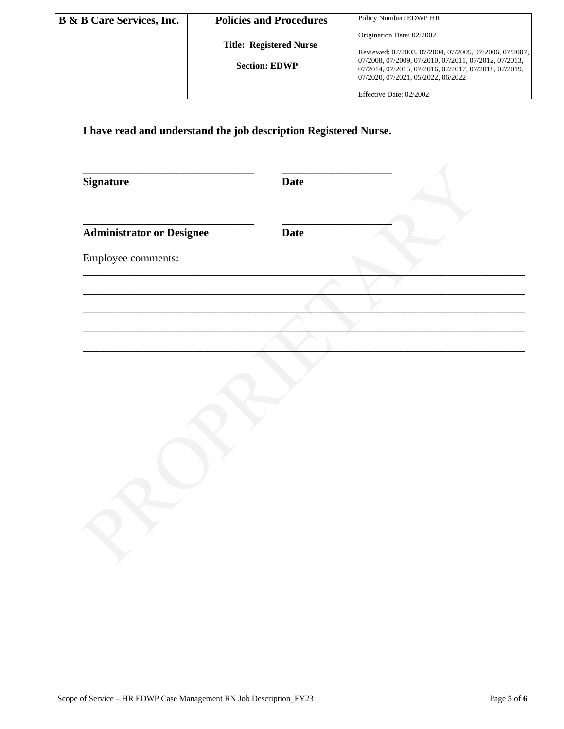| B & B Care Services, Inc. | Policies and Procedures<br><br>Title: Registered Nurse<br><br>Section: EDWP | Policy Number: EDWP HR<br><br>Origination Date: 02/2002<br><br>Reviewed: 07/2003, 07/2004, 07/2005, 07/2006, 07/2007, 07/2008, 07/2009, 07/2010, 07/2011, 07/2012, 07/2013, 07/2014, 07/2015, 07/2016, 07/2017, 07/2018, 07/2019, 07/2020, 07/2021, 05/2022, 06/2022<br><br>Effective Date: 02/2002 |
|---|---|---|

**I have read and understand the job description Registered Nurse.**

______________________________  ____________________
**Signature**  **Date**

______________________________  ____________________
**Administrator or Designee**  **Date**

Employee comments:

______________________________________________________________________________

______________________________________________________________________________

______________________________________________________________________________

______________________________________________________________________________

______________________________________________________________________________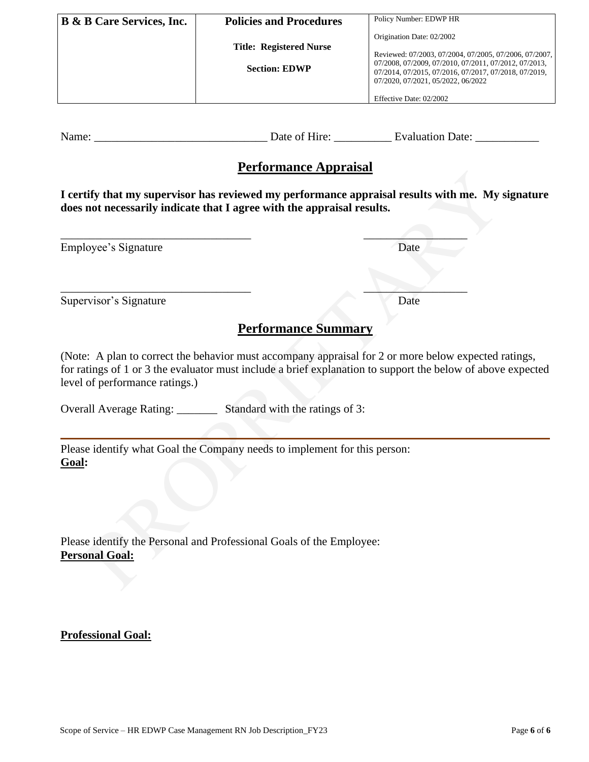| B & B Care Services, Inc. | Policies and Procedures<br><br>Title: Registered Nurse<br><br>Section: EDWP | Policy Number: EDWP HR<br><br>Origination Date: 02/2002<br><br>Reviewed: 07/2003, 07/2004, 07/2005, 07/2006, 07/2007, 07/2008, 07/2009, 07/2010, 07/2011, 07/2012, 07/2013, 07/2014, 07/2015, 07/2016, 07/2017, 07/2018, 07/2019, 07/2020, 07/2021, 05/2022, 06/2022<br><br>Effective Date: 02/2002 |
|---|---|---|

Name: _____________________________ Date of Hire: __________ Evaluation Date: ___________

## Performance Appraisal

**I certify that my supervisor has reviewed my performance appraisal results with me. My signature does not necessarily indicate that I agree with the appraisal results.**

_________________________________ __________________

Employee's Signature Date

_________________________________ __________________

Supervisor's Signature Date

## Performance Summary

(Note: A plan to correct the behavior must accompany appraisal for 2 or more below expected ratings, for ratings of 1 or 3 the evaluator must include a brief explanation to support the below of above expected level of performance ratings.)

Overall Average Rating: _______ Standard with the ratings of 3:

---

Please identify what Goal the Company needs to implement for this person:

**Goal:**

Please identify the Personal and Professional Goals of the Employee:

**Personal Goal:**

**Professional Goal:**